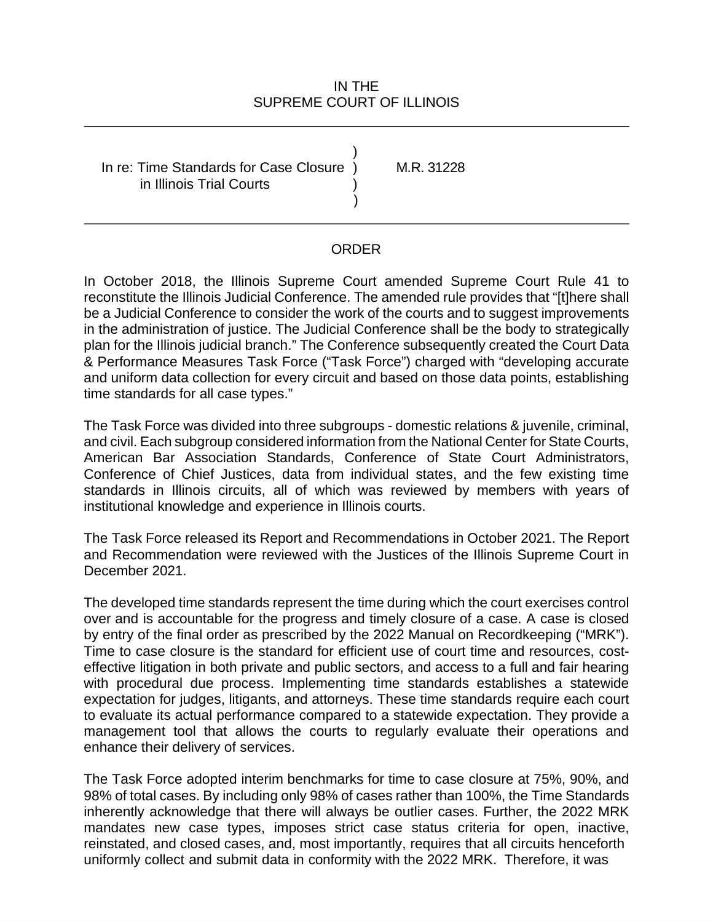IN THE
SUPREME COURT OF ILLINOIS

---

In re: Time Standards for Case Closure in Illinois Trial Courts ) M.R. 31228

---

## ORDER

In October 2018, the Illinois Supreme Court amended Supreme Court Rule 41 to reconstitute the Illinois Judicial Conference. The amended rule provides that "[t]here shall be a Judicial Conference to consider the work of the courts and to suggest improvements in the administration of justice. The Judicial Conference shall be the body to strategically plan for the Illinois judicial branch." The Conference subsequently created the Court Data & Performance Measures Task Force ("Task Force") charged with "developing accurate and uniform data collection for every circuit and based on those data points, establishing time standards for all case types."

The Task Force was divided into three subgroups - domestic relations & juvenile, criminal, and civil. Each subgroup considered information from the National Center for State Courts, American Bar Association Standards, Conference of State Court Administrators, Conference of Chief Justices, data from individual states, and the few existing time standards in Illinois circuits, all of which was reviewed by members with years of institutional knowledge and experience in Illinois courts.

The Task Force released its Report and Recommendations in October 2021. The Report and Recommendation were reviewed with the Justices of the Illinois Supreme Court in December 2021.

The developed time standards represent the time during which the court exercises control over and is accountable for the progress and timely closure of a case. A case is closed by entry of the final order as prescribed by the 2022 Manual on Recordkeeping ("MRK"). Time to case closure is the standard for efficient use of court time and resources, cost-effective litigation in both private and public sectors, and access to a full and fair hearing with procedural due process. Implementing time standards establishes a statewide expectation for judges, litigants, and attorneys. These time standards require each court to evaluate its actual performance compared to a statewide expectation. They provide a management tool that allows the courts to regularly evaluate their operations and enhance their delivery of services.

The Task Force adopted interim benchmarks for time to case closure at 75%, 90%, and 98% of total cases. By including only 98% of cases rather than 100%, the Time Standards inherently acknowledge that there will always be outlier cases. Further, the 2022 MRK mandates new case types, imposes strict case status criteria for open, inactive, reinstated, and closed cases, and, most importantly, requires that all circuits henceforth uniformly collect and submit data in conformity with the 2022 MRK. Therefore, it was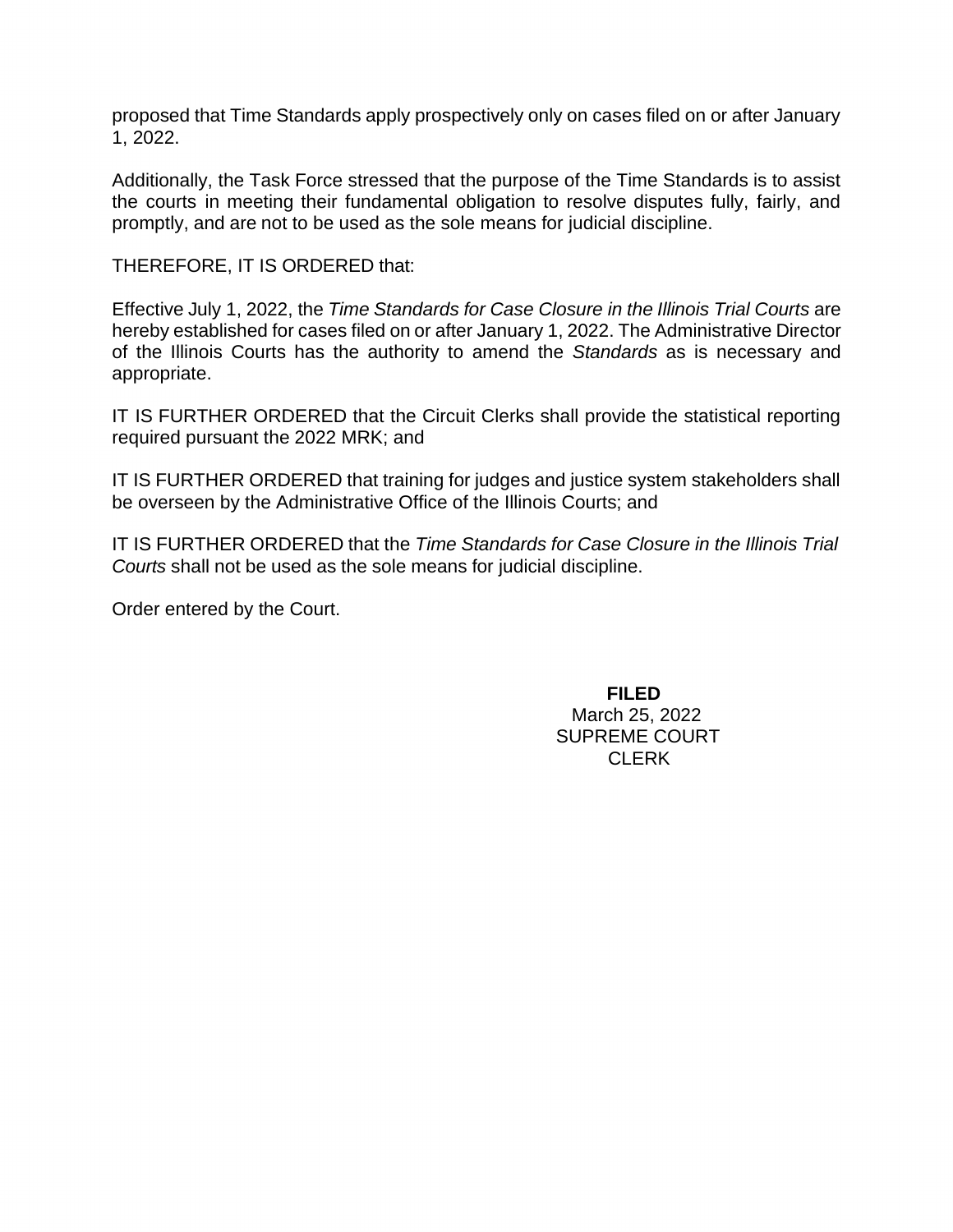proposed that Time Standards apply prospectively only on cases filed on or after January 1, 2022.

Additionally, the Task Force stressed that the purpose of the Time Standards is to assist the courts in meeting their fundamental obligation to resolve disputes fully, fairly, and promptly, and are not to be used as the sole means for judicial discipline.

THEREFORE, IT IS ORDERED that:

Effective July 1, 2022, the *Time Standards for Case Closure in the Illinois Trial Courts* are hereby established for cases filed on or after January 1, 2022. The Administrative Director of the Illinois Courts has the authority to amend the *Standards* as is necessary and appropriate.

IT IS FURTHER ORDERED that the Circuit Clerks shall provide the statistical reporting required pursuant the 2022 MRK; and

IT IS FURTHER ORDERED that training for judges and justice system stakeholders shall be overseen by the Administrative Office of the Illinois Courts; and

IT IS FURTHER ORDERED that the *Time Standards for Case Closure in the Illinois Trial Courts* shall not be used as the sole means for judicial discipline.

Order entered by the Court.

**FILED**
March 25, 2022
SUPREME COURT
CLERK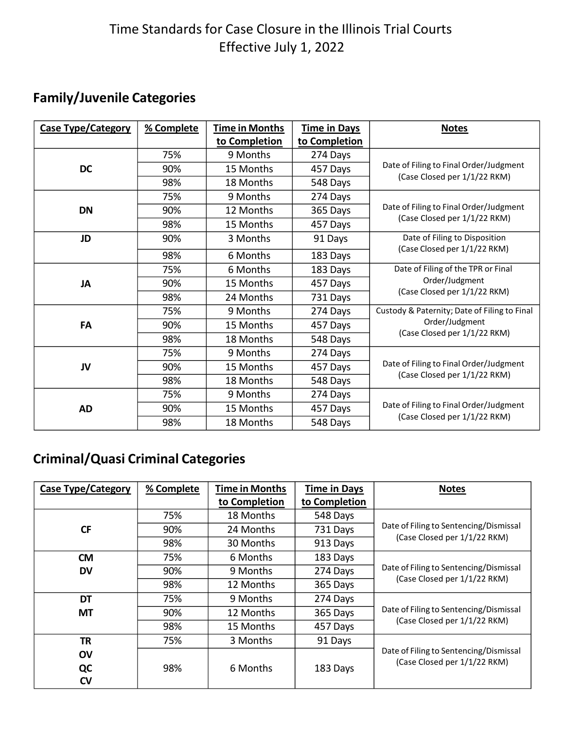# Time Standards for Case Closure in the Illinois Trial Courts
## Effective July 1, 2022

### Family/Juvenile Categories

| Case Type/Category | % Complete | Time in Months to Completion | Time in Days to Completion | Notes |
|---|---|---|---|---|
| DC | 75% | 9 Months | 274 Days | Date of Filing to Final Order/Judgment (Case Closed per 1/1/22 RKM) |
| | 90% | 15 Months | 457 Days | |
| | 98% | 18 Months | 548 Days | |
| DN | 75% | 9 Months | 274 Days | Date of Filing to Final Order/Judgment (Case Closed per 1/1/22 RKM) |
| | 90% | 12 Months | 365 Days | |
| | 98% | 15 Months | 457 Days | |
| JD | 90% | 3 Months | 91 Days | Date of Filing to Disposition (Case Closed per 1/1/22 RKM) |
| | 98% | 6 Months | 183 Days | |
| JA | 75% | 6 Months | 183 Days | Date of Filing of the TPR or Final Order/Judgment (Case Closed per 1/1/22 RKM) |
| | 90% | 15 Months | 457 Days | |
| | 98% | 24 Months | 731 Days | |
| FA | 75% | 9 Months | 274 Days | Custody & Paternity; Date of Filing to Final Order/Judgment (Case Closed per 1/1/22 RKM) |
| | 90% | 15 Months | 457 Days | |
| | 98% | 18 Months | 548 Days | |
| JV | 75% | 9 Months | 274 Days | Date of Filing to Final Order/Judgment (Case Closed per 1/1/22 RKM) |
| | 90% | 15 Months | 457 Days | |
| | 98% | 18 Months | 548 Days | |
| AD | 75% | 9 Months | 274 Days | Date of Filing to Final Order/Judgment (Case Closed per 1/1/22 RKM) |
| | 90% | 15 Months | 457 Days | |
| | 98% | 18 Months | 548 Days | |

### Criminal/Quasi Criminal Categories

| Case Type/Category | % Complete | Time in Months to Completion | Time in Days to Completion | Notes |
|---|---|---|---|---|
| CF | 75% | 18 Months | 548 Days | Date of Filing to Sentencing/Dismissal (Case Closed per 1/1/22 RKM) |
| | 90% | 24 Months | 731 Days | |
| | 98% | 30 Months | 913 Days | |
| CM<br>DV | 75% | 6 Months | 183 Days | Date of Filing to Sentencing/Dismissal (Case Closed per 1/1/22 RKM) |
| | 90% | 9 Months | 274 Days | |
| | 98% | 12 Months | 365 Days | |
| DT<br>MT | 75% | 9 Months | 274 Days | Date of Filing to Sentencing/Dismissal (Case Closed per 1/1/22 RKM) |
| | 90% | 12 Months | 365 Days | |
| | 98% | 15 Months | 457 Days | |
| TR<br>OV<br>QC<br>CV | 75% | 3 Months | 91 Days | Date of Filing to Sentencing/Dismissal (Case Closed per 1/1/22 RKM) |
| | 98% | 6 Months | 183 Days | |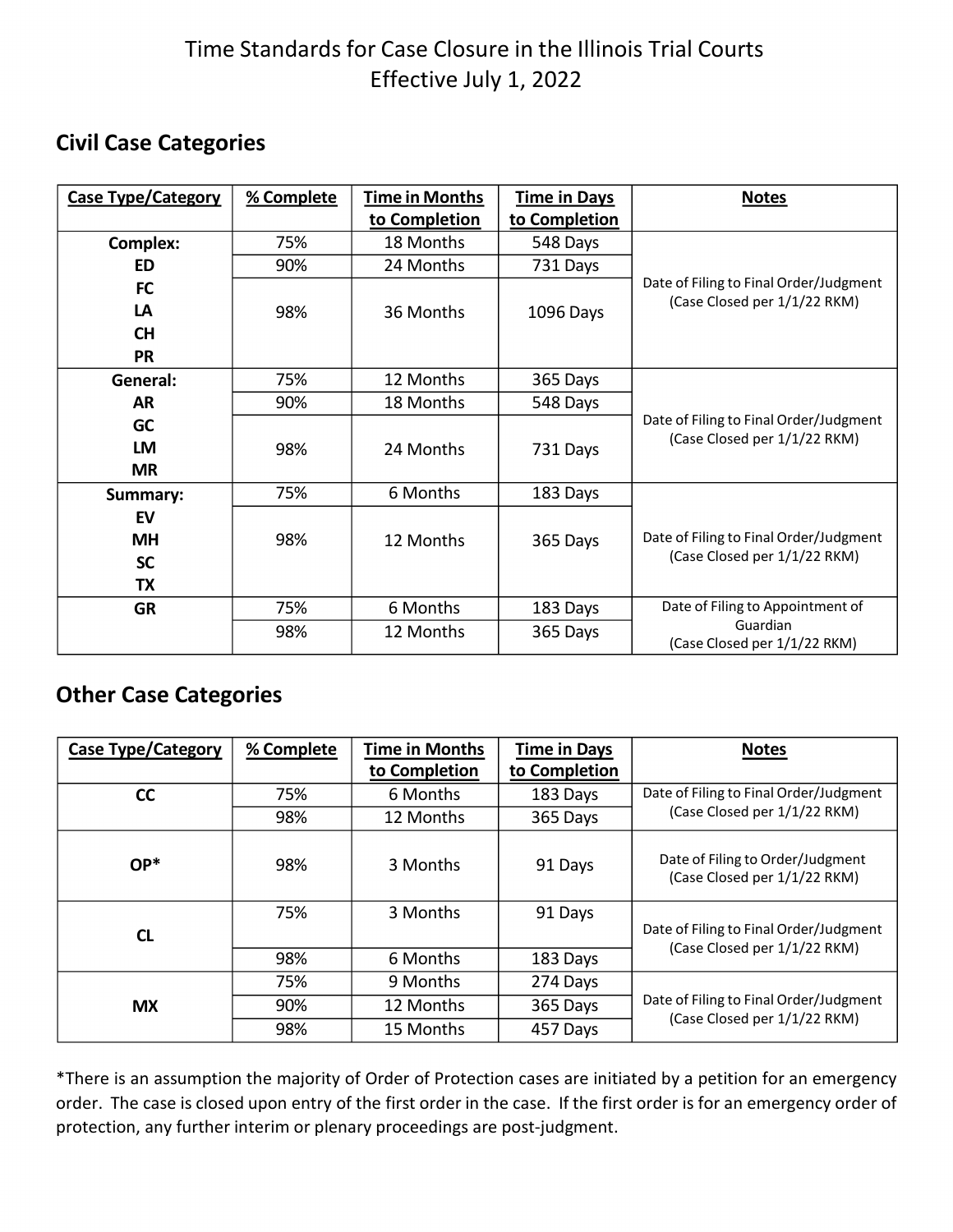# Time Standards for Case Closure in the Illinois Trial Courts
# Effective July 1, 2022

## Civil Case Categories

| Case Type/Category | % Complete | Time in Months to Completion | Time in Days to Completion | Notes |
|---|---|---|---|---|
| Complex: ED FC LA CH PR | 75% | 18 Months | 548 Days | Date of Filing to Final Order/Judgment (Case Closed per 1/1/22 RKM) |
| | 90% | 24 Months | 731 Days | |
| | 98% | 36 Months | 1096 Days | |
| General: AR GC LM MR | 75% | 12 Months | 365 Days | Date of Filing to Final Order/Judgment (Case Closed per 1/1/22 RKM) |
| | 90% | 18 Months | 548 Days | |
| | 98% | 24 Months | 731 Days | |
| Summary: EV MH SC TX | 75% | 6 Months | 183 Days | Date of Filing to Final Order/Judgment (Case Closed per 1/1/22 RKM) |
| | 98% | 12 Months | 365 Days | |
| GR | 75% | 6 Months | 183 Days | Date of Filing to Appointment of Guardian (Case Closed per 1/1/22 RKM) |
| | 98% | 12 Months | 365 Days | |

## Other Case Categories

| Case Type/Category | % Complete | Time in Months to Completion | Time in Days to Completion | Notes |
|---|---|---|---|---|
| CC | 75% | 6 Months | 183 Days | Date of Filing to Final Order/Judgment (Case Closed per 1/1/22 RKM) |
| | 98% | 12 Months | 365 Days | |
| OP* | 98% | 3 Months | 91 Days | Date of Filing to Order/Judgment (Case Closed per 1/1/22 RKM) |
| CL | 75% | 3 Months | 91 Days | Date of Filing to Final Order/Judgment (Case Closed per 1/1/22 RKM) |
| | 98% | 6 Months | 183 Days | |
| MX | 75% | 9 Months | 274 Days | Date of Filing to Final Order/Judgment (Case Closed per 1/1/22 RKM) |
| | 90% | 12 Months | 365 Days | |
| | 98% | 15 Months | 457 Days | |

*There is an assumption the majority of Order of Protection cases are initiated by a petition for an emergency order. The case is closed upon entry of the first order in the case. If the first order is for an emergency order of protection, any further interim or plenary proceedings are post-judgment.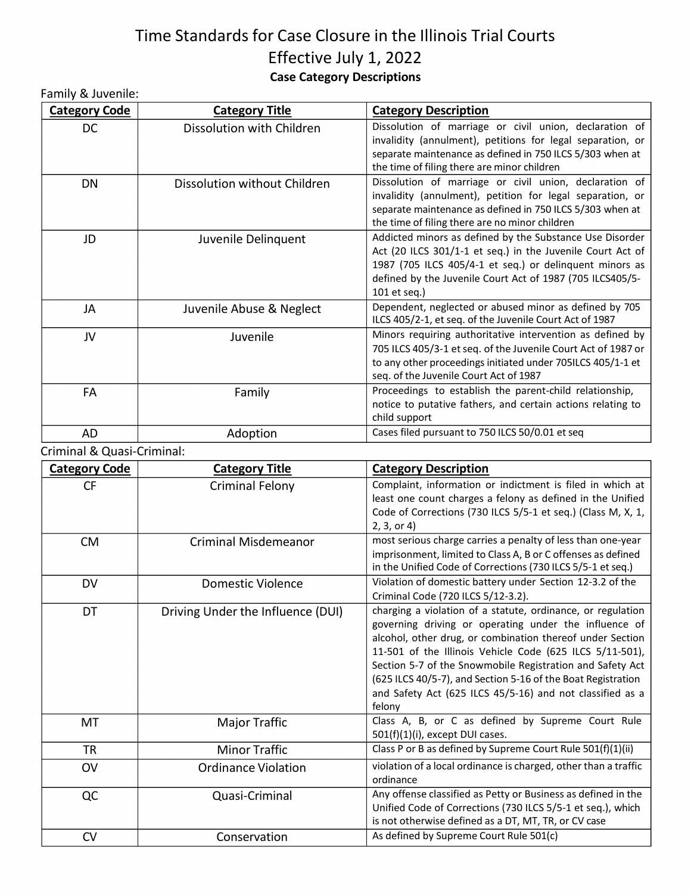# Time Standards for Case Closure in the Illinois Trial Courts
## Effective July 1, 2022
### Case Category Descriptions

Family & Juvenile:

| Category Code | Category Title | Category Description |
|---|---|---|
| DC | Dissolution with Children | Dissolution of marriage or civil union, declaration of invalidity (annulment), petitions for legal separation, or separate maintenance as defined in 750 ILCS 5/303 when at the time of filing there are minor children |
| DN | Dissolution without Children | Dissolution of marriage or civil union, declaration of invalidity (annulment), petition for legal separation, or separate maintenance as defined in 750 ILCS 5/303 when at the time of filing there are no minor children |
| JD | Juvenile Delinquent | Addicted minors as defined by the Substance Use Disorder Act (20 ILCS 301/1-1 et seq.) in the Juvenile Court Act of 1987 (705 ILCS 405/4-1 et seq.) or delinquent minors as defined by the Juvenile Court Act of 1987 (705 ILCS405/5-101 et seq.) |
| JA | Juvenile Abuse & Neglect | Dependent, neglected or abused minor as defined by 705 ILCS 405/2-1, et seq. of the Juvenile Court Act of 1987 |
| JV | Juvenile | Minors requiring authoritative intervention as defined by 705 ILCS 405/3-1 et seq. of the Juvenile Court Act of 1987 or to any other proceedings initiated under 705ILCS 405/1-1 et seq. of the Juvenile Court Act of 1987 |
| FA | Family | Proceedings to establish the parent-child relationship, notice to putative fathers, and certain actions relating to child support |
| AD | Adoption | Cases filed pursuant to 750 ILCS 50/0.01 et seq |

Criminal & Quasi-Criminal:

| Category Code | Category Title | Category Description |
|---|---|---|
| CF | Criminal Felony | Complaint, information or indictment is filed in which at least one count charges a felony as defined in the Unified Code of Corrections (730 ILCS 5/5-1 et seq.) (Class M, X, 1, 2, 3, or 4) |
| CM | Criminal Misdemeanor | most serious charge carries a penalty of less than one-year imprisonment, limited to Class A, B or C offenses as defined in the Unified Code of Corrections (730 ILCS 5/5-1 et seq.) |
| DV | Domestic Violence | Violation of domestic battery under Section 12-3.2 of the Criminal Code (720 ILCS 5/12-3.2). |
| DT | Driving Under the Influence (DUI) | charging a violation of a statute, ordinance, or regulation governing driving or operating under the influence of alcohol, other drug, or combination thereof under Section 11-501 of the Illinois Vehicle Code (625 ILCS 5/11-501), Section 5-7 of the Snowmobile Registration and Safety Act (625 ILCS 40/5-7), and Section 5-16 of the Boat Registration and Safety Act (625 ILCS 45/5-16) and not classified as a felony |
| MT | Major Traffic | Class A, B, or C as defined by Supreme Court Rule 501(f)(1)(i), except DUI cases. |
| TR | Minor Traffic | Class P or B as defined by Supreme Court Rule 501(f)(1)(ii) |
| OV | Ordinance Violation | violation of a local ordinance is charged, other than a traffic ordinance |
| QC | Quasi-Criminal | Any offense classified as Petty or Business as defined in the Unified Code of Corrections (730 ILCS 5/5-1 et seq.), which is not otherwise defined as a DT, MT, TR, or CV case |
| CV | Conservation | As defined by Supreme Court Rule 501(c) |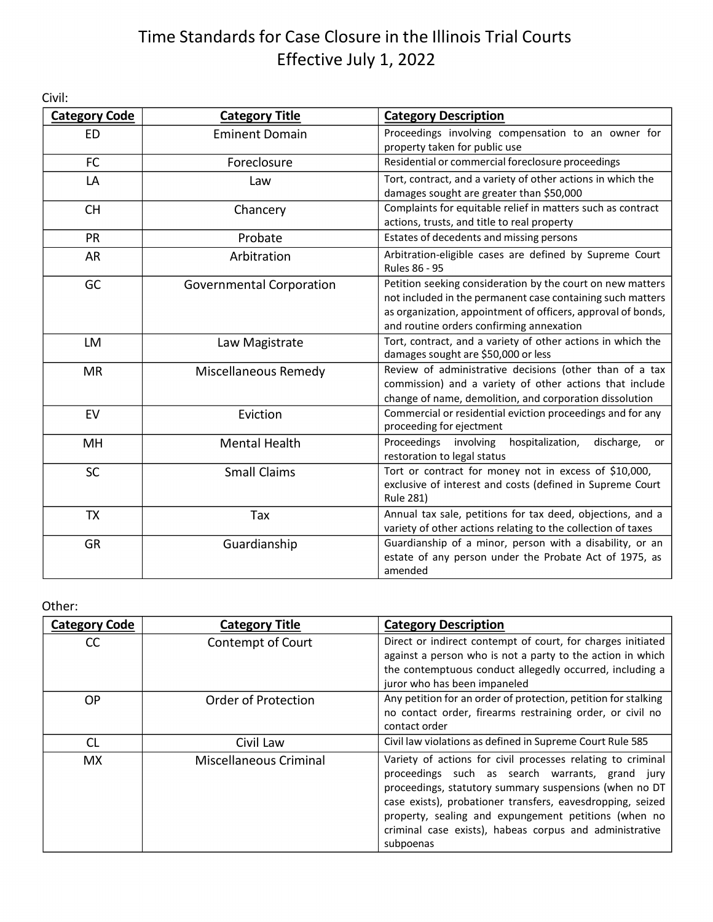# Time Standards for Case Closure in the Illinois Trial Courts
## Effective July 1, 2022

Civil:

| Category Code | Category Title | Category Description |
|---|---|---|
| ED | Eminent Domain | Proceedings involving compensation to an owner for property taken for public use |
| FC | Foreclosure | Residential or commercial foreclosure proceedings |
| LA | Law | Tort, contract, and a variety of other actions in which the damages sought are greater than $50,000 |
| CH | Chancery | Complaints for equitable relief in matters such as contract actions, trusts, and title to real property |
| PR | Probate | Estates of decedents and missing persons |
| AR | Arbitration | Arbitration-eligible cases are defined by Supreme Court Rules 86 - 95 |
| GC | Governmental Corporation | Petition seeking consideration by the court on new matters not included in the permanent case containing such matters as organization, appointment of officers, approval of bonds, and routine orders confirming annexation |
| LM | Law Magistrate | Tort, contract, and a variety of other actions in which the damages sought are $50,000 or less |
| MR | Miscellaneous Remedy | Review of administrative decisions (other than of a tax commission) and a variety of other actions that include change of name, demolition, and corporation dissolution |
| EV | Eviction | Commercial or residential eviction proceedings and for any proceeding for ejectment |
| MH | Mental Health | Proceedings involving hospitalization, discharge, or restoration to legal status |
| SC | Small Claims | Tort or contract for money not in excess of $10,000, exclusive of interest and costs (defined in Supreme Court Rule 281) |
| TX | Tax | Annual tax sale, petitions for tax deed, objections, and a variety of other actions relating to the collection of taxes |
| GR | Guardianship | Guardianship of a minor, person with a disability, or an estate of any person under the Probate Act of 1975, as amended |

Other:

| Category Code | Category Title | Category Description |
|---|---|---|
| CC | Contempt of Court | Direct or indirect contempt of court, for charges initiated against a person who is not a party to the action in which the contemptuous conduct allegedly occurred, including a juror who has been impaneled |
| OP | Order of Protection | Any petition for an order of protection, petition for stalking no contact order, firearms restraining order, or civil no contact order |
| CL | Civil Law | Civil law violations as defined in Supreme Court Rule 585 |
| MX | Miscellaneous Criminal | Variety of actions for civil processes relating to criminal proceedings such as search warrants, grand jury proceedings, statutory summary suspensions (when no DT case exists), probationer transfers, eavesdropping, seized property, sealing and expungement petitions (when no criminal case exists), habeas corpus and administrative subpoenas |